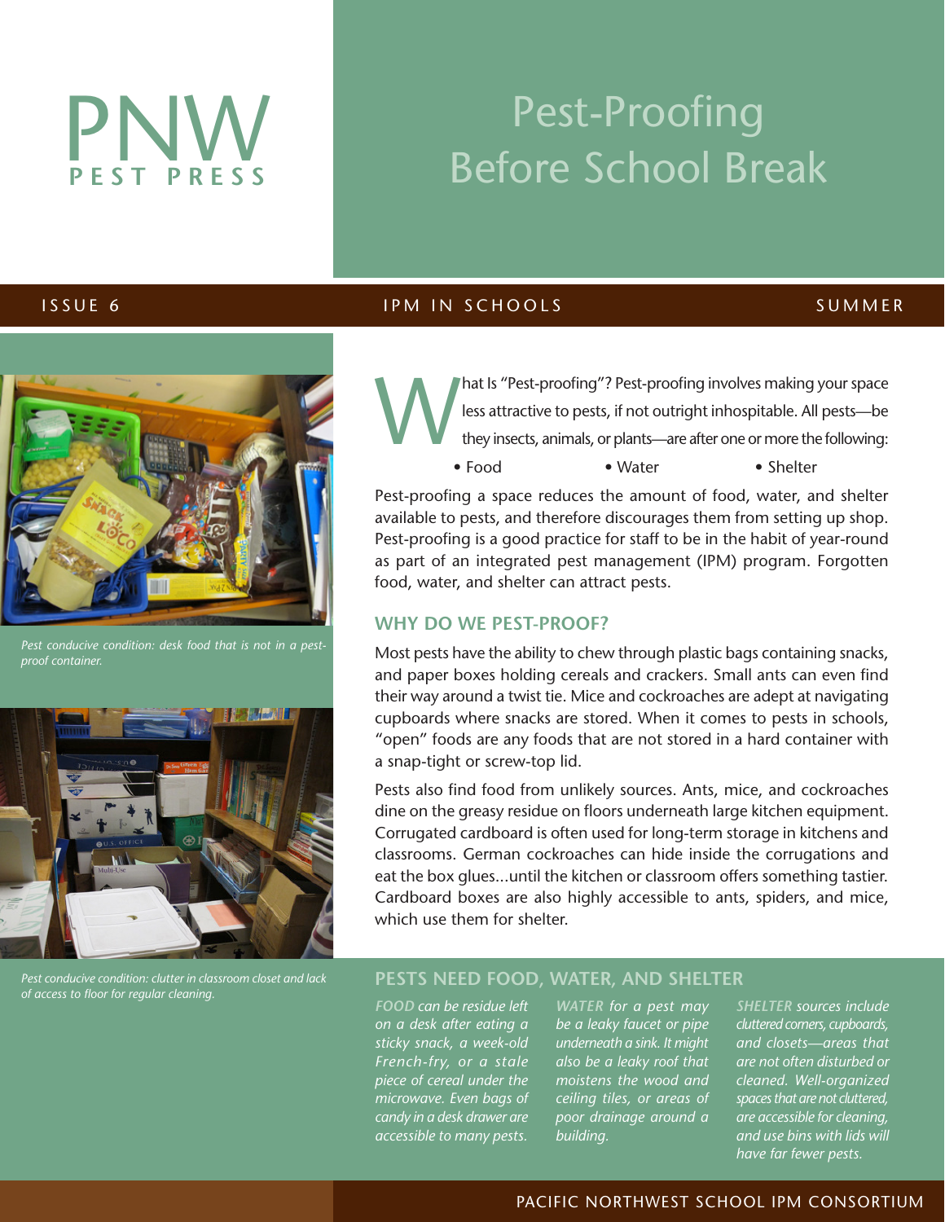# PNW PEST PRESS

# Pest-Proofing Before School Break

ISSUE 6 — IPM IN SCHOOLS — SUMMER

What Is "Pest-proofing"? Pest-proofing involves making your space less attractive to pests, if not outright inhospitable. All pests—be they insects, animals, or plants—are after one or more the following:

- Food
- Water
- Shelter

Pest-proofing a space reduces the amount of food, water, and shelter available to pests, and therefore discourages them from setting up shop. Pest-proofing is a good practice for staff to be in the habit of year-round as part of an integrated pest management (IPM) program. Forgotten food, water, and shelter can attract pests.

## WHY DO WE PEST-PROOF?

Most pests have the ability to chew through plastic bags containing snacks, and paper boxes holding cereals and crackers. Small ants can even find their way around a twist tie. Mice and cockroaches are adept at navigating cupboards where snacks are stored. When it comes to pests in schools, "open" foods are any foods that are not stored in a hard container with a snap-tight or screw-top lid.

Pests also find food from unlikely sources. Ants, mice, and cockroaches dine on the greasy residue on floors underneath large kitchen equipment. Corrugated cardboard is often used for long-term storage in kitchens and classrooms. German cockroaches can hide inside the corrugations and eat the box glues...until the kitchen or classroom offers something tastier. Cardboard boxes are also highly accessible to ants, spiders, and mice, which use them for shelter.

*Pest conducive condition: desk food that is not in a pest-proof container.*

*Pest conducive condition: clutter in classroom closet and lack of access to floor for regular cleaning.*

## PESTS NEED FOOD, WATER, AND SHELTER

*FOOD can be residue left on a desk after eating a sticky snack, a week-old French-fry, or a stale piece of cereal under the microwave. Even bags of candy in a desk drawer are accessible to many pests.*

*WATER for a pest may be a leaky faucet or pipe underneath a sink. It might also be a leaky roof that moistens the wood and ceiling tiles, or areas of poor drainage around a building.*

*SHELTER sources include cluttered corners, cupboards, and closets—areas that are not often disturbed or cleaned. Well-organized spaces that are not cluttered, are accessible for cleaning, and use bins with lids will have far fewer pests.*

PACIFIC NORTHWEST SCHOOL IPM CONSORTIUM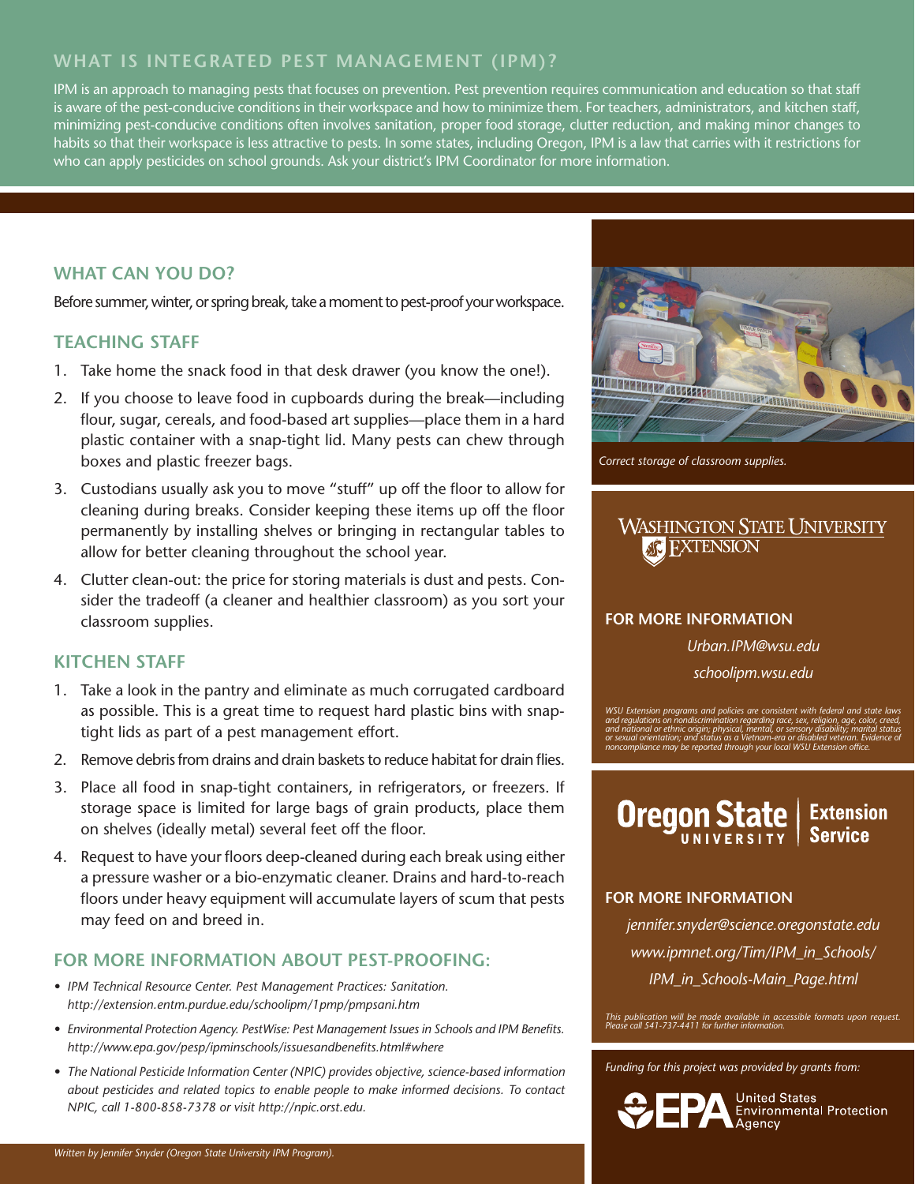## WHAT IS INTEGRATED PEST MANAGEMENT (IPM)?

IPM is an approach to managing pests that focuses on prevention. Pest prevention requires communication and education so that staff is aware of the pest-conducive conditions in their workspace and how to minimize them. For teachers, administrators, and kitchen staff, minimizing pest-conducive conditions often involves sanitation, proper food storage, clutter reduction, and making minor changes to habits so that their workspace is less attractive to pests. In some states, including Oregon, IPM is a law that carries with it restrictions for who can apply pesticides on school grounds. Ask your district's IPM Coordinator for more information.

## WHAT CAN YOU DO?

Before summer, winter, or spring break, take a moment to pest-proof your workspace.

### TEACHING STAFF

1. Take home the snack food in that desk drawer (you know the one!).
2. If you choose to leave food in cupboards during the break—including flour, sugar, cereals, and food-based art supplies—place them in a hard plastic container with a snap-tight lid. Many pests can chew through boxes and plastic freezer bags.
3. Custodians usually ask you to move "stuff" up off the floor to allow for cleaning during breaks. Consider keeping these items up off the floor permanently by installing shelves or bringing in rectangular tables to allow for better cleaning throughout the school year.
4. Clutter clean-out: the price for storing materials is dust and pests. Consider the tradeoff (a cleaner and healthier classroom) as you sort your classroom supplies.

### KITCHEN STAFF

1. Take a look in the pantry and eliminate as much corrugated cardboard as possible. This is a great time to request hard plastic bins with snap-tight lids as part of a pest management effort.
2. Remove debris from drains and drain baskets to reduce habitat for drain flies.
3. Place all food in snap-tight containers, in refrigerators, or freezers. If storage space is limited for large bags of grain products, place them on shelves (ideally metal) several feet off the floor.
4. Request to have your floors deep-cleaned during each break using either a pressure washer or a bio-enzymatic cleaner. Drains and hard-to-reach floors under heavy equipment will accumulate layers of scum that pests may feed on and breed in.

### FOR MORE INFORMATION ABOUT PEST-PROOFING:

- *IPM Technical Resource Center. Pest Management Practices: Sanitation. http://extension.entm.purdue.edu/schoolipm/1pmp/pmpsani.htm*
- *Environmental Protection Agency. PestWise: Pest Management Issues in Schools and IPM Benefits. http://www.epa.gov/pesp/ipminschools/issuesandbenefits.html#where*
- *The National Pesticide Information Center (NPIC) provides objective, science-based information about pesticides and related topics to enable people to make informed decisions. To contact NPIC, call 1-800-858-7378 or visit http://npic.orst.edu.*

*Written by Jennifer Snyder (Oregon State University IPM Program).*

*Correct storage of classroom supplies.*

WASHINGTON STATE UNIVERSITY EXTENSION

**FOR MORE INFORMATION**

*Urban.IPM@wsu.edu*

*schoolipm.wsu.edu*

*WSU Extension programs and policies are consistent with federal and state laws and regulations on nondiscrimination regarding race, sex, religion, age, color, creed, and national or ethnic origin; physical, mental, or sensory disability; marital status or sexual orientation; and status as a Vietnam-era or disabled veteran. Evidence of noncompliance may be reported through your local WSU Extension office.*

Oregon State UNIVERSITY | Extension Service

**FOR MORE INFORMATION**

*jennifer.snyder@science.oregonstate.edu*

*www.ipmnet.org/Tim/IPM_in_Schools/IPM_in_Schools-Main_Page.html*

*This publication will be made available in accessible formats upon request. Please call 541-737-4411 for further information.*

*Funding for this project was provided by grants from:*

EPA United States Environmental Protection Agency